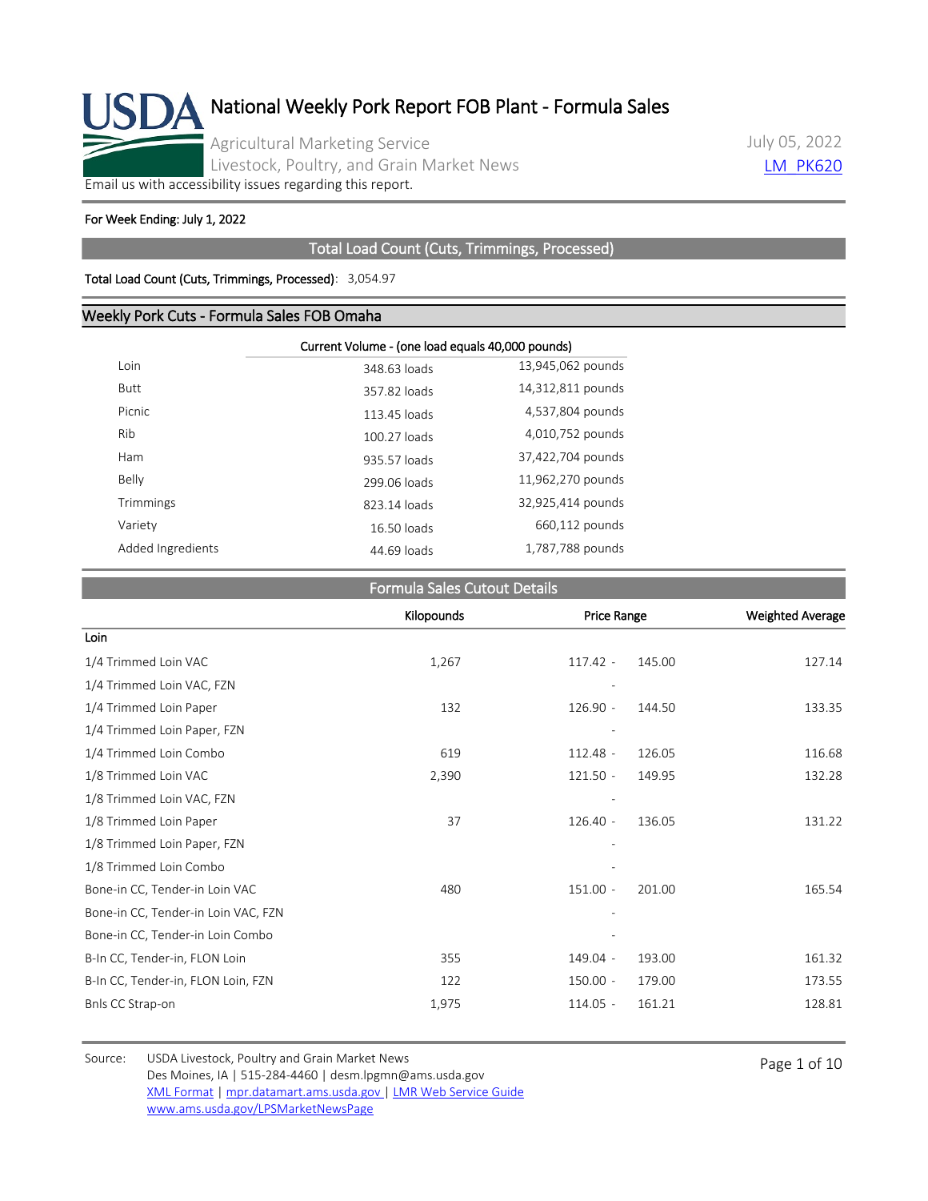# National Weekly Pork Report FOB Plant - Formula Sales

Agricultural Marketing Service
Livestock, Poultry, and Grain Market News

July 05, 2022
LM_PK620

Email us with accessibility issues regarding this report.

**For Week Ending: July 1, 2022**

## Total Load Count (Cuts, Trimmings, Processed)

**Total Load Count (Cuts, Trimmings, Processed)**: 3,054.97

## Weekly Pork Cuts - Formula Sales FOB Omaha

| | Current Volume - (one load equals 40,000 pounds) | |
|---|---|---|
| Loin | 348.63 loads | 13,945,062 pounds |
| Butt | 357.82 loads | 14,312,811 pounds |
| Picnic | 113.45 loads | 4,537,804 pounds |
| Rib | 100.27 loads | 4,010,752 pounds |
| Ham | 935.57 loads | 37,422,704 pounds |
| Belly | 299.06 loads | 11,962,270 pounds |
| Trimmings | 823.14 loads | 32,925,414 pounds |
| Variety | 16.50 loads | 660,112 pounds |
| Added Ingredients | 44.69 loads | 1,787,788 pounds |

## Formula Sales Cutout Details

| | Kilopounds | Price Range | Weighted Average |
|---|---|---|---|
| **Loin** | | | |
| 1/4 Trimmed Loin VAC | 1,267 | 117.42 - 145.00 | 127.14 |
| 1/4 Trimmed Loin VAC, FZN | | - | |
| 1/4 Trimmed Loin Paper | 132 | 126.90 - 144.50 | 133.35 |
| 1/4 Trimmed Loin Paper, FZN | | - | |
| 1/4 Trimmed Loin Combo | 619 | 112.48 - 126.05 | 116.68 |
| 1/8 Trimmed Loin VAC | 2,390 | 121.50 - 149.95 | 132.28 |
| 1/8 Trimmed Loin VAC, FZN | | - | |
| 1/8 Trimmed Loin Paper | 37 | 126.40 - 136.05 | 131.22 |
| 1/8 Trimmed Loin Paper, FZN | | - | |
| 1/8 Trimmed Loin Combo | | - | |
| Bone-in CC, Tender-in Loin VAC | 480 | 151.00 - 201.00 | 165.54 |
| Bone-in CC, Tender-in Loin VAC, FZN | | - | |
| Bone-in CC, Tender-in Loin Combo | | - | |
| B-In CC, Tender-in, FLON Loin | 355 | 149.04 - 193.00 | 161.32 |
| B-In CC, Tender-in, FLON Loin, FZN | 122 | 150.00 - 179.00 | 173.55 |
| Bnls CC Strap-on | 1,975 | 114.05 - 161.21 | 128.81 |

Source: USDA Livestock, Poultry and Grain Market News
Des Moines, IA | 515-284-4460 | desm.lpgmn@ams.usda.gov
XML Format | mpr.datamart.ams.usda.gov | LMR Web Service Guide
www.ams.usda.gov/LPSMarketNewsPage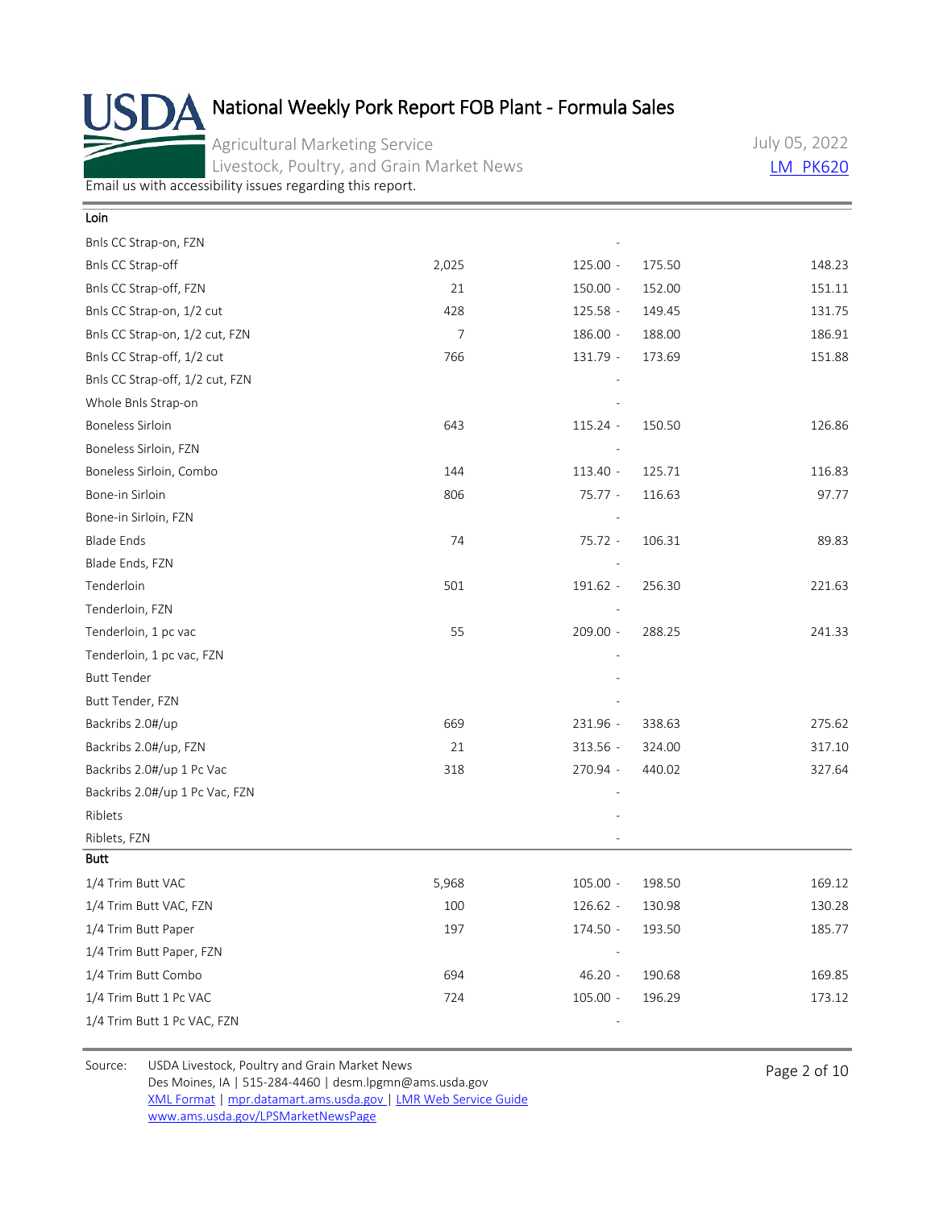# National Weekly Pork Report FOB Plant - Formula Sales

Agricultural Marketing Service
Livestock, Poultry, and Grain Market News

July 05, 2022
LM_PK620

Email us with accessibility issues regarding this report.

| Loin | | | |
|---|---|---|---|
| Bnls CC Strap-on, FZN | | - | |
| Bnls CC Strap-off | 2,025 | 125.00 - 175.50 | 148.23 |
| Bnls CC Strap-off, FZN | 21 | 150.00 - 152.00 | 151.11 |
| Bnls CC Strap-on, 1/2 cut | 428 | 125.58 - 149.45 | 131.75 |
| Bnls CC Strap-on, 1/2 cut, FZN | 7 | 186.00 - 188.00 | 186.91 |
| Bnls CC Strap-off, 1/2 cut | 766 | 131.79 - 173.69 | 151.88 |
| Bnls CC Strap-off, 1/2 cut, FZN | | - | |
| Whole Bnls Strap-on | | - | |
| Boneless Sirloin | 643 | 115.24 - 150.50 | 126.86 |
| Boneless Sirloin, FZN | | - | |
| Boneless Sirloin, Combo | 144 | 113.40 - 125.71 | 116.83 |
| Bone-in Sirloin | 806 | 75.77 - 116.63 | 97.77 |
| Bone-in Sirloin, FZN | | - | |
| Blade Ends | 74 | 75.72 - 106.31 | 89.83 |
| Blade Ends, FZN | | - | |
| Tenderloin | 501 | 191.62 - 256.30 | 221.63 |
| Tenderloin, FZN | | - | |
| Tenderloin, 1 pc vac | 55 | 209.00 - 288.25 | 241.33 |
| Tenderloin, 1 pc vac, FZN | | - | |
| Butt Tender | | - | |
| Butt Tender, FZN | | - | |
| Backribs 2.0#/up | 669 | 231.96 - 338.63 | 275.62 |
| Backribs 2.0#/up, FZN | 21 | 313.56 - 324.00 | 317.10 |
| Backribs 2.0#/up 1 Pc Vac | 318 | 270.94 - 440.02 | 327.64 |
| Backribs 2.0#/up 1 Pc Vac, FZN | | - | |
| Riblets | | - | |
| Riblets, FZN | | - | |

| Butt | | | |
|---|---|---|---|
| 1/4 Trim Butt VAC | 5,968 | 105.00 - 198.50 | 169.12 |
| 1/4 Trim Butt VAC, FZN | 100 | 126.62 - 130.98 | 130.28 |
| 1/4 Trim Butt Paper | 197 | 174.50 - 193.50 | 185.77 |
| 1/4 Trim Butt Paper, FZN | | - | |
| 1/4 Trim Butt Combo | 694 | 46.20 - 190.68 | 169.85 |
| 1/4 Trim Butt 1 Pc VAC | 724 | 105.00 - 196.29 | 173.12 |
| 1/4 Trim Butt 1 Pc VAC, FZN | | - | |

Source: USDA Livestock, Poultry and Grain Market News
Des Moines, IA | 515-284-4460 | desm.lpgmn@ams.usda.gov
XML Format | mpr.datamart.ams.usda.gov | LMR Web Service Guide
www.ams.usda.gov/LPSMarketNewsPage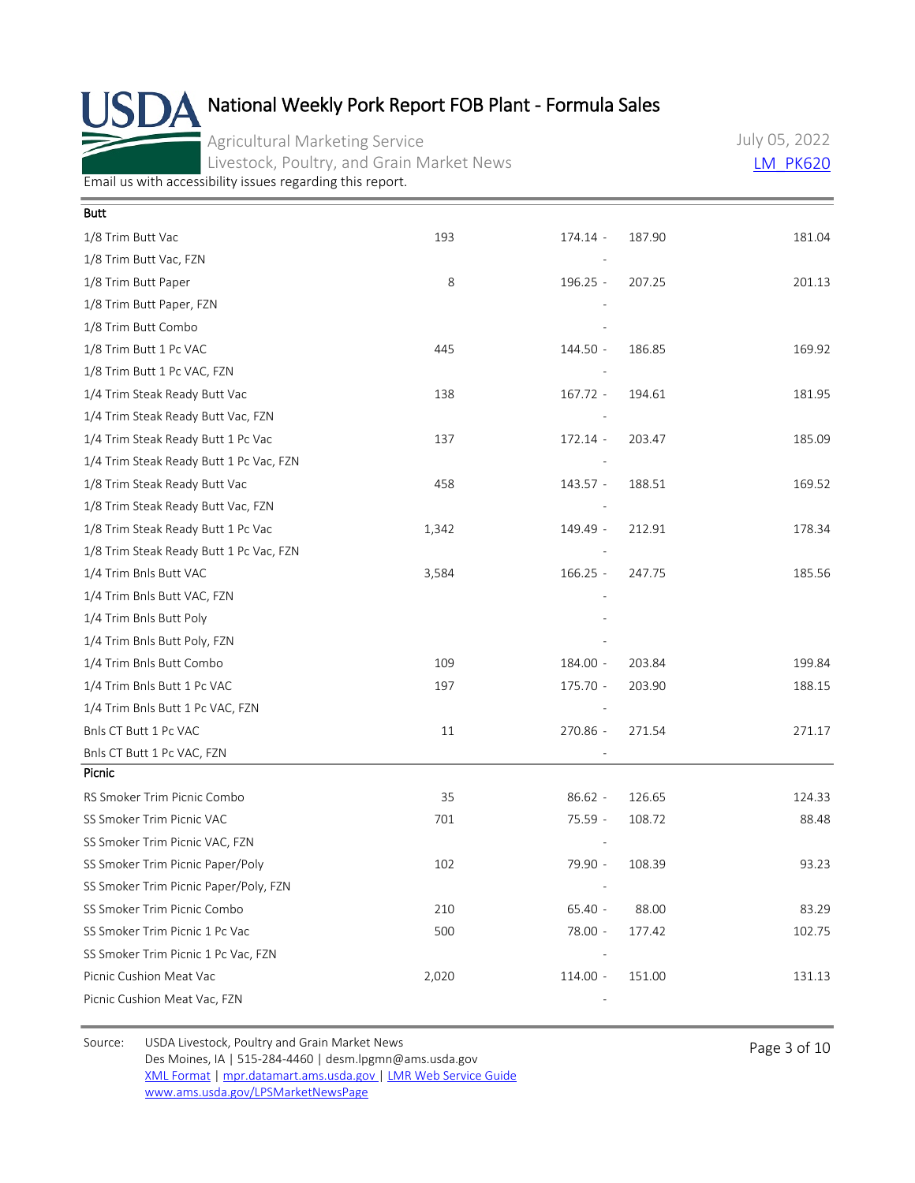# National Weekly Pork Report FOB Plant - Formula Sales

Agricultural Marketing Service
Livestock, Poultry, and Grain Market News

July 05, 2022
LM_PK620

Email us with accessibility issues regarding this report.

| Butt | | | |
|---|---|---|---|
| 1/8 Trim Butt Vac | 193 | 174.14 - 187.90 | 181.04 |
| 1/8 Trim Butt Vac, FZN | | - | |
| 1/8 Trim Butt Paper | 8 | 196.25 - 207.25 | 201.13 |
| 1/8 Trim Butt Paper, FZN | | - | |
| 1/8 Trim Butt Combo | | - | |
| 1/8 Trim Butt 1 Pc VAC | 445 | 144.50 - 186.85 | 169.92 |
| 1/8 Trim Butt 1 Pc VAC, FZN | | - | |
| 1/4 Trim Steak Ready Butt Vac | 138 | 167.72 - 194.61 | 181.95 |
| 1/4 Trim Steak Ready Butt Vac, FZN | | - | |
| 1/4 Trim Steak Ready Butt 1 Pc Vac | 137 | 172.14 - 203.47 | 185.09 |
| 1/4 Trim Steak Ready Butt 1 Pc Vac, FZN | | - | |
| 1/8 Trim Steak Ready Butt Vac | 458 | 143.57 - 188.51 | 169.52 |
| 1/8 Trim Steak Ready Butt Vac, FZN | | - | |
| 1/8 Trim Steak Ready Butt 1 Pc Vac | 1,342 | 149.49 - 212.91 | 178.34 |
| 1/8 Trim Steak Ready Butt 1 Pc Vac, FZN | | - | |
| 1/4 Trim Bnls Butt VAC | 3,584 | 166.25 - 247.75 | 185.56 |
| 1/4 Trim Bnls Butt VAC, FZN | | - | |
| 1/4 Trim Bnls Butt Poly | | - | |
| 1/4 Trim Bnls Butt Poly, FZN | | - | |
| 1/4 Trim Bnls Butt Combo | 109 | 184.00 - 203.84 | 199.84 |
| 1/4 Trim Bnls Butt 1 Pc VAC | 197 | 175.70 - 203.90 | 188.15 |
| 1/4 Trim Bnls Butt 1 Pc VAC, FZN | | - | |
| Bnls CT Butt 1 Pc VAC | 11 | 270.86 - 271.54 | 271.17 |
| Bnls CT Butt 1 Pc VAC, FZN | | - | |

| Picnic | | | |
|---|---|---|---|
| RS Smoker Trim Picnic Combo | 35 | 86.62 - 126.65 | 124.33 |
| SS Smoker Trim Picnic VAC | 701 | 75.59 - 108.72 | 88.48 |
| SS Smoker Trim Picnic VAC, FZN | | - | |
| SS Smoker Trim Picnic Paper/Poly | 102 | 79.90 - 108.39 | 93.23 |
| SS Smoker Trim Picnic Paper/Poly, FZN | | - | |
| SS Smoker Trim Picnic Combo | 210 | 65.40 - 88.00 | 83.29 |
| SS Smoker Trim Picnic 1 Pc Vac | 500 | 78.00 - 177.42 | 102.75 |
| SS Smoker Trim Picnic 1 Pc Vac, FZN | | - | |
| Picnic Cushion Meat Vac | 2,020 | 114.00 - 151.00 | 131.13 |
| Picnic Cushion Meat Vac, FZN | | - | |

Source: USDA Livestock, Poultry and Grain Market News
Des Moines, IA | 515-284-4460 | desm.lpgmn@ams.usda.gov
XML Format | mpr.datamart.ams.usda.gov | LMR Web Service Guide
www.ams.usda.gov/LPSMarketNewsPage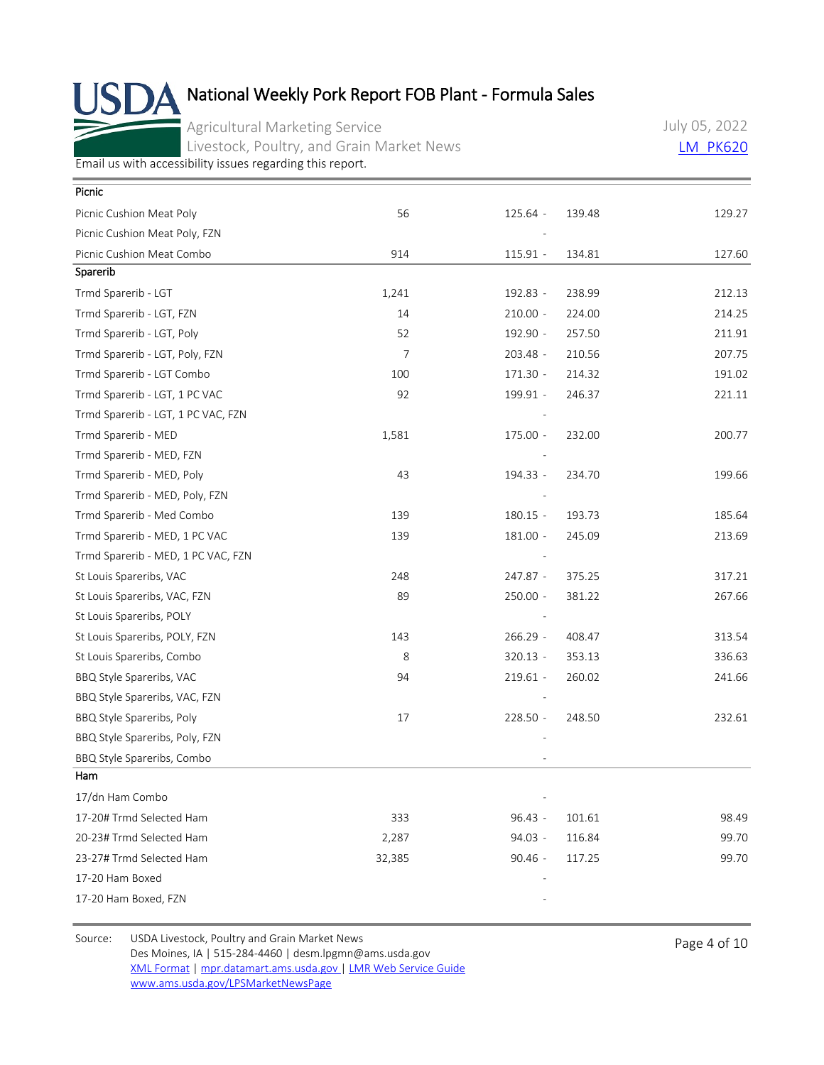# National Weekly Pork Report FOB Plant - Formula Sales

Agricultural Marketing Service
Livestock, Poultry, and Grain Market News

July 05, 2022
LM_PK620

Email us with accessibility issues regarding this report.

| Item | Volume | Price Range | | Weighted Average |
|---|---|---|---|---|
| **Picnic** | | | | |
| Picnic Cushion Meat Poly | 56 | 125.64 - | 139.48 | 129.27 |
| Picnic Cushion Meat Poly, FZN | | - | | |
| Picnic Cushion Meat Combo | 914 | 115.91 - | 134.81 | 127.60 |
| **Sparerib** | | | | |
| Trmd Sparerib - LGT | 1,241 | 192.83 - | 238.99 | 212.13 |
| Trmd Sparerib - LGT, FZN | 14 | 210.00 - | 224.00 | 214.25 |
| Trmd Sparerib - LGT, Poly | 52 | 192.90 - | 257.50 | 211.91 |
| Trmd Sparerib - LGT, Poly, FZN | 7 | 203.48 - | 210.56 | 207.75 |
| Trmd Sparerib - LGT Combo | 100 | 171.30 - | 214.32 | 191.02 |
| Trmd Sparerib - LGT, 1 PC VAC | 92 | 199.91 - | 246.37 | 221.11 |
| Trmd Sparerib - LGT, 1 PC VAC, FZN | | - | | |
| Trmd Sparerib - MED | 1,581 | 175.00 - | 232.00 | 200.77 |
| Trmd Sparerib - MED, FZN | | - | | |
| Trmd Sparerib - MED, Poly | 43 | 194.33 - | 234.70 | 199.66 |
| Trmd Sparerib - MED, Poly, FZN | | - | | |
| Trmd Sparerib - Med Combo | 139 | 180.15 - | 193.73 | 185.64 |
| Trmd Sparerib - MED, 1 PC VAC | 139 | 181.00 - | 245.09 | 213.69 |
| Trmd Sparerib - MED, 1 PC VAC, FZN | | - | | |
| St Louis Spareribs, VAC | 248 | 247.87 - | 375.25 | 317.21 |
| St Louis Spareribs, VAC, FZN | 89 | 250.00 - | 381.22 | 267.66 |
| St Louis Spareribs, POLY | | - | | |
| St Louis Spareribs, POLY, FZN | 143 | 266.29 - | 408.47 | 313.54 |
| St Louis Spareribs, Combo | 8 | 320.13 - | 353.13 | 336.63 |
| BBQ Style Spareribs, VAC | 94 | 219.61 - | 260.02 | 241.66 |
| BBQ Style Spareribs, VAC, FZN | | - | | |
| BBQ Style Spareribs, Poly | 17 | 228.50 - | 248.50 | 232.61 |
| BBQ Style Spareribs, Poly, FZN | | - | | |
| BBQ Style Spareribs, Combo | | - | | |
| **Ham** | | | | |
| 17/dn Ham Combo | | - | | |
| 17-20# Trmd Selected Ham | 333 | 96.43 - | 101.61 | 98.49 |
| 20-23# Trmd Selected Ham | 2,287 | 94.03 - | 116.84 | 99.70 |
| 23-27# Trmd Selected Ham | 32,385 | 90.46 - | 117.25 | 99.70 |
| 17-20 Ham Boxed | | - | | |
| 17-20 Ham Boxed, FZN | | - | | |

Source: USDA Livestock, Poultry and Grain Market News
Des Moines, IA | 515-284-4460 | desm.lpgmn@ams.usda.gov
XML Format | mpr.datamart.ams.usda.gov | LMR Web Service Guide
www.ams.usda.gov/LPSMarketNewsPage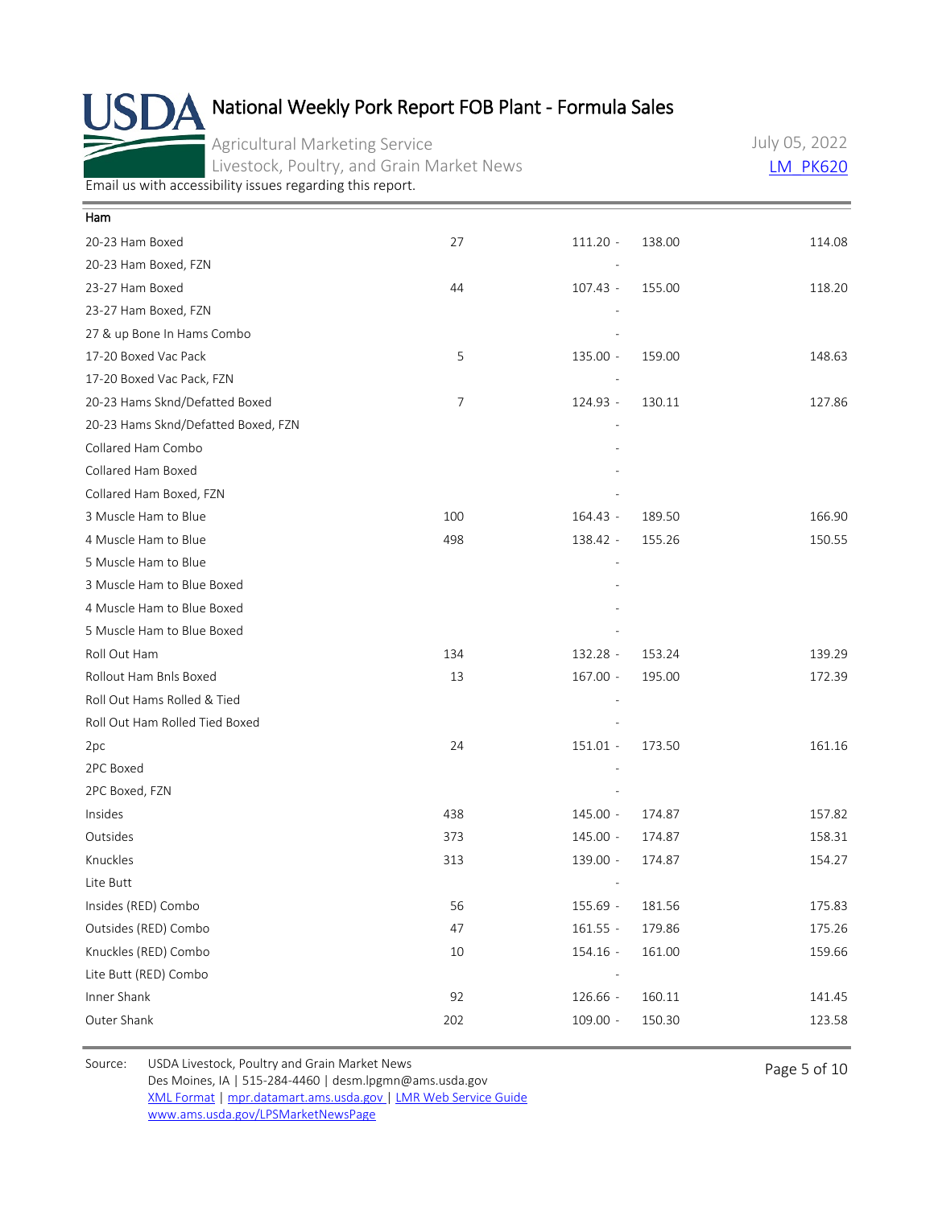# National Weekly Pork Report FOB Plant - Formula Sales

Agricultural Marketing Service
Livestock, Poultry, and Grain Market News

July 05, 2022
LM_PK620

Email us with accessibility issues regarding this report.

| Ham | | | | |
|---|---|---|---|---|
| 20-23 Ham Boxed | 27 | 111.20 - | 138.00 | 114.08 |
| 20-23 Ham Boxed, FZN | | - | | |
| 23-27 Ham Boxed | 44 | 107.43 - | 155.00 | 118.20 |
| 23-27 Ham Boxed, FZN | | - | | |
| 27 & up Bone In Hams Combo | | - | | |
| 17-20 Boxed Vac Pack | 5 | 135.00 - | 159.00 | 148.63 |
| 17-20 Boxed Vac Pack, FZN | | - | | |
| 20-23 Hams Sknd/Defatted Boxed | 7 | 124.93 - | 130.11 | 127.86 |
| 20-23 Hams Sknd/Defatted Boxed, FZN | | - | | |
| Collared Ham Combo | | - | | |
| Collared Ham Boxed | | - | | |
| Collared Ham Boxed, FZN | | - | | |
| 3 Muscle Ham to Blue | 100 | 164.43 - | 189.50 | 166.90 |
| 4 Muscle Ham to Blue | 498 | 138.42 - | 155.26 | 150.55 |
| 5 Muscle Ham to Blue | | - | | |
| 3 Muscle Ham to Blue Boxed | | - | | |
| 4 Muscle Ham to Blue Boxed | | - | | |
| 5 Muscle Ham to Blue Boxed | | - | | |
| Roll Out Ham | 134 | 132.28 - | 153.24 | 139.29 |
| Rollout Ham Bnls Boxed | 13 | 167.00 - | 195.00 | 172.39 |
| Roll Out Hams Rolled & Tied | | - | | |
| Roll Out Ham Rolled Tied Boxed | | - | | |
| 2pc | 24 | 151.01 - | 173.50 | 161.16 |
| 2PC Boxed | | - | | |
| 2PC Boxed, FZN | | - | | |
| Insides | 438 | 145.00 - | 174.87 | 157.82 |
| Outsides | 373 | 145.00 - | 174.87 | 158.31 |
| Knuckles | 313 | 139.00 - | 174.87 | 154.27 |
| Lite Butt | | - | | |
| Insides (RED) Combo | 56 | 155.69 - | 181.56 | 175.83 |
| Outsides (RED) Combo | 47 | 161.55 - | 179.86 | 175.26 |
| Knuckles (RED) Combo | 10 | 154.16 - | 161.00 | 159.66 |
| Lite Butt (RED) Combo | | - | | |
| Inner Shank | 92 | 126.66 - | 160.11 | 141.45 |
| Outer Shank | 202 | 109.00 - | 150.30 | 123.58 |

Source: USDA Livestock, Poultry and Grain Market News
Des Moines, IA | 515-284-4460 | desm.lpgmn@ams.usda.gov
XML Format | mpr.datamart.ams.usda.gov | LMR Web Service Guide
www.ams.usda.gov/LPSMarketNewsPage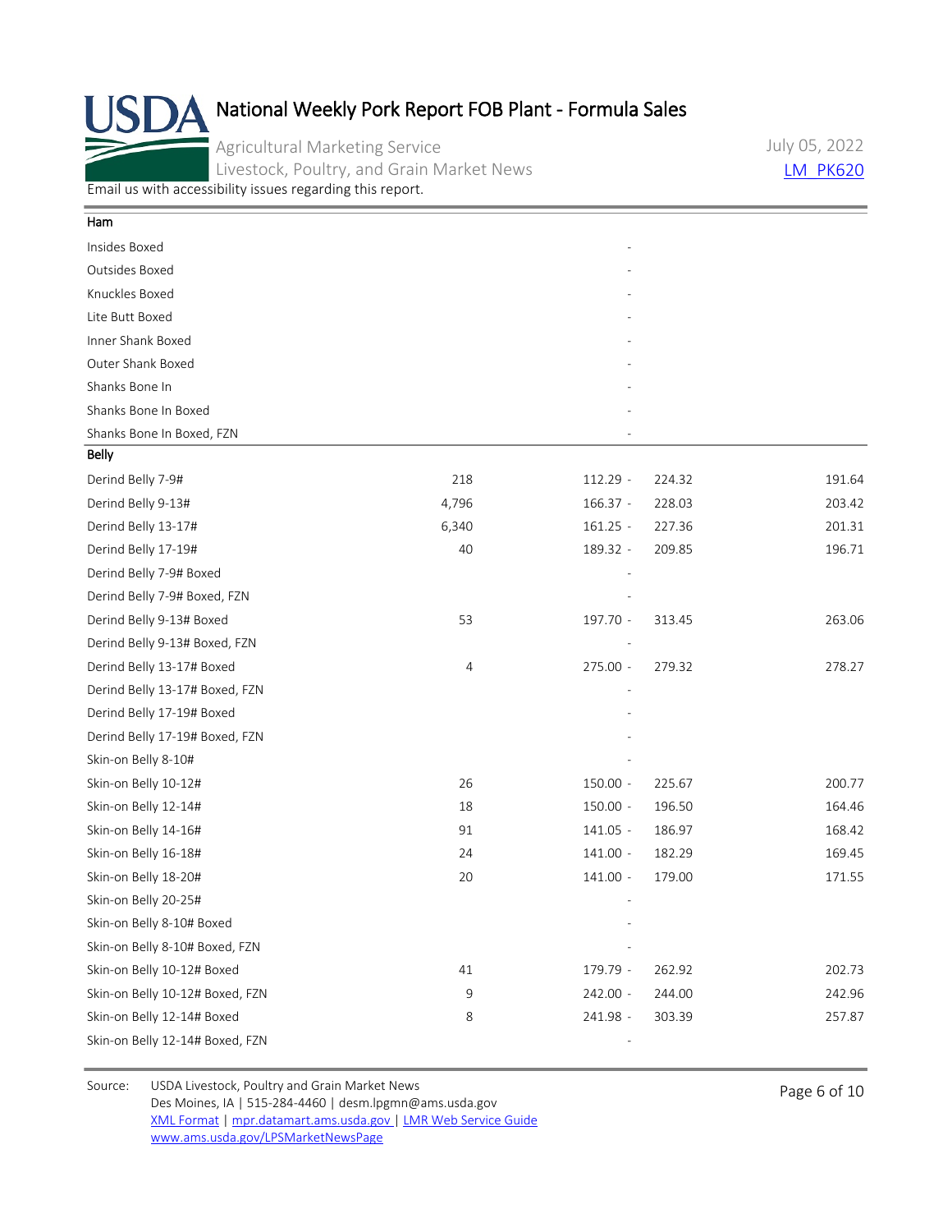# National Weekly Pork Report FOB Plant - Formula Sales

Agricultural Marketing Service
Livestock, Poultry, and Grain Market News

July 05, 2022
LM_PK620

Email us with accessibility issues regarding this report.

| Item | Volume | Price Range | | Weighted Average |
|---|---|---|---|---|
| **Ham** | | | | |
| Insides Boxed | | - | | |
| Outsides Boxed | | - | | |
| Knuckles Boxed | | - | | |
| Lite Butt Boxed | | - | | |
| Inner Shank Boxed | | - | | |
| Outer Shank Boxed | | - | | |
| Shanks Bone In | | - | | |
| Shanks Bone In Boxed | | - | | |
| Shanks Bone In Boxed, FZN | | - | | |
| **Belly** | | | | |
| Derind Belly 7-9# | 218 | 112.29 - | 224.32 | 191.64 |
| Derind Belly 9-13# | 4,796 | 166.37 - | 228.03 | 203.42 |
| Derind Belly 13-17# | 6,340 | 161.25 - | 227.36 | 201.31 |
| Derind Belly 17-19# | 40 | 189.32 - | 209.85 | 196.71 |
| Derind Belly 7-9# Boxed | | - | | |
| Derind Belly 7-9# Boxed, FZN | | - | | |
| Derind Belly 9-13# Boxed | 53 | 197.70 - | 313.45 | 263.06 |
| Derind Belly 9-13# Boxed, FZN | | - | | |
| Derind Belly 13-17# Boxed | 4 | 275.00 - | 279.32 | 278.27 |
| Derind Belly 13-17# Boxed, FZN | | - | | |
| Derind Belly 17-19# Boxed | | - | | |
| Derind Belly 17-19# Boxed, FZN | | - | | |
| Skin-on Belly 8-10# | | - | | |
| Skin-on Belly 10-12# | 26 | 150.00 - | 225.67 | 200.77 |
| Skin-on Belly 12-14# | 18 | 150.00 - | 196.50 | 164.46 |
| Skin-on Belly 14-16# | 91 | 141.05 - | 186.97 | 168.42 |
| Skin-on Belly 16-18# | 24 | 141.00 - | 182.29 | 169.45 |
| Skin-on Belly 18-20# | 20 | 141.00 - | 179.00 | 171.55 |
| Skin-on Belly 20-25# | | - | | |
| Skin-on Belly 8-10# Boxed | | - | | |
| Skin-on Belly 8-10# Boxed, FZN | | - | | |
| Skin-on Belly 10-12# Boxed | 41 | 179.79 - | 262.92 | 202.73 |
| Skin-on Belly 10-12# Boxed, FZN | 9 | 242.00 - | 244.00 | 242.96 |
| Skin-on Belly 12-14# Boxed | 8 | 241.98 - | 303.39 | 257.87 |
| Skin-on Belly 12-14# Boxed, FZN | | - | | |

Source: USDA Livestock, Poultry and Grain Market News
Des Moines, IA | 515-284-4460 | desm.lpgmn@ams.usda.gov
XML Format | mpr.datamart.ams.usda.gov | LMR Web Service Guide
www.ams.usda.gov/LPSMarketNewsPage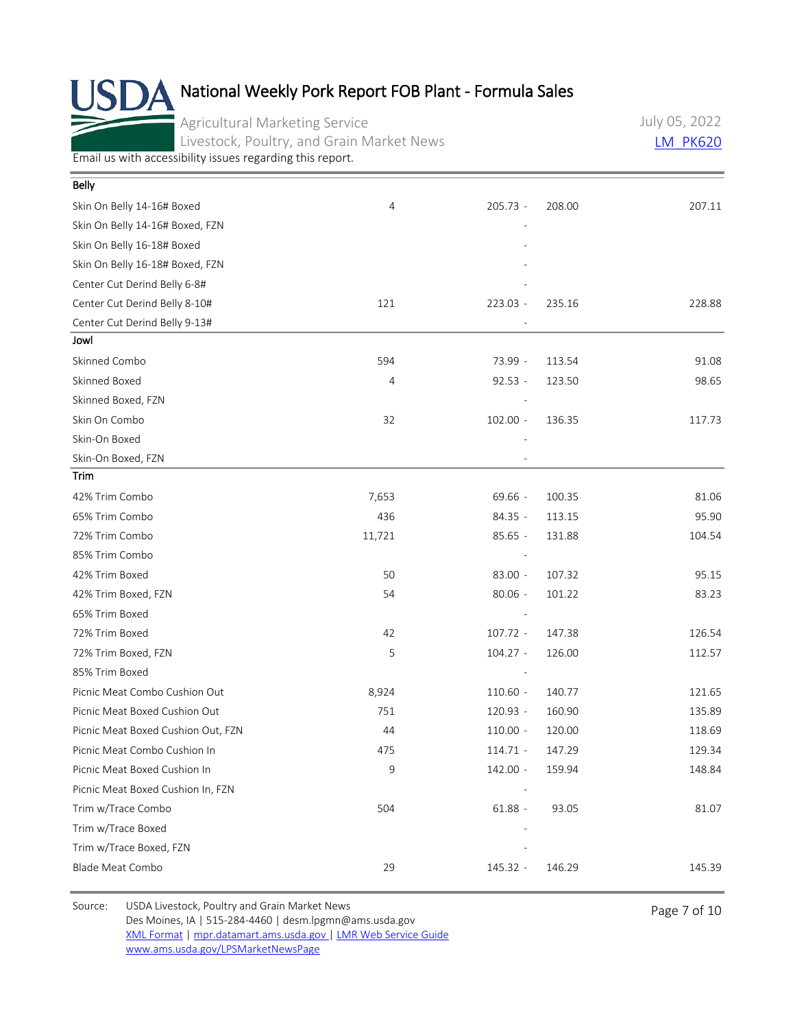# National Weekly Pork Report FOB Plant - Formula Sales

Agricultural Marketing Service
Livestock, Poultry, and Grain Market News

July 05, 2022
LM_PK620

Email us with accessibility issues regarding this report.

| Belly | | | | |
|---|---|---|---|---|
| Skin On Belly 14-16# Boxed | 4 | 205.73 - | 208.00 | 207.11 |
| Skin On Belly 14-16# Boxed, FZN | | - | | |
| Skin On Belly 16-18# Boxed | | - | | |
| Skin On Belly 16-18# Boxed, FZN | | - | | |
| Center Cut Derind Belly 6-8# | | - | | |
| Center Cut Derind Belly 8-10# | 121 | 223.03 - | 235.16 | 228.88 |
| Center Cut Derind Belly 9-13# | | - | | |
| **Jowl** | | | | |
| Skinned Combo | 594 | 73.99 - | 113.54 | 91.08 |
| Skinned Boxed | 4 | 92.53 - | 123.50 | 98.65 |
| Skinned Boxed, FZN | | - | | |
| Skin On Combo | 32 | 102.00 - | 136.35 | 117.73 |
| Skin-On Boxed | | - | | |
| Skin-On Boxed, FZN | | - | | |
| **Trim** | | | | |
| 42% Trim Combo | 7,653 | 69.66 - | 100.35 | 81.06 |
| 65% Trim Combo | 436 | 84.35 - | 113.15 | 95.90 |
| 72% Trim Combo | 11,721 | 85.65 - | 131.88 | 104.54 |
| 85% Trim Combo | | - | | |
| 42% Trim Boxed | 50 | 83.00 - | 107.32 | 95.15 |
| 42% Trim Boxed, FZN | 54 | 80.06 - | 101.22 | 83.23 |
| 65% Trim Boxed | | - | | |
| 72% Trim Boxed | 42 | 107.72 - | 147.38 | 126.54 |
| 72% Trim Boxed, FZN | 5 | 104.27 - | 126.00 | 112.57 |
| 85% Trim Boxed | | - | | |
| Picnic Meat Combo Cushion Out | 8,924 | 110.60 - | 140.77 | 121.65 |
| Picnic Meat Boxed Cushion Out | 751 | 120.93 - | 160.90 | 135.89 |
| Picnic Meat Boxed Cushion Out, FZN | 44 | 110.00 - | 120.00 | 118.69 |
| Picnic Meat Combo Cushion In | 475 | 114.71 - | 147.29 | 129.34 |
| Picnic Meat Boxed Cushion In | 9 | 142.00 - | 159.94 | 148.84 |
| Picnic Meat Boxed Cushion In, FZN | | - | | |
| Trim w/Trace Combo | 504 | 61.88 - | 93.05 | 81.07 |
| Trim w/Trace Boxed | | - | | |
| Trim w/Trace Boxed, FZN | | - | | |
| Blade Meat Combo | 29 | 145.32 - | 146.29 | 145.39 |

Source: USDA Livestock, Poultry and Grain Market News
Des Moines, IA | 515-284-4460 | desm.lpgmn@ams.usda.gov
XML Format | mpr.datamart.ams.usda.gov | LMR Web Service Guide
www.ams.usda.gov/LPSMarketNewsPage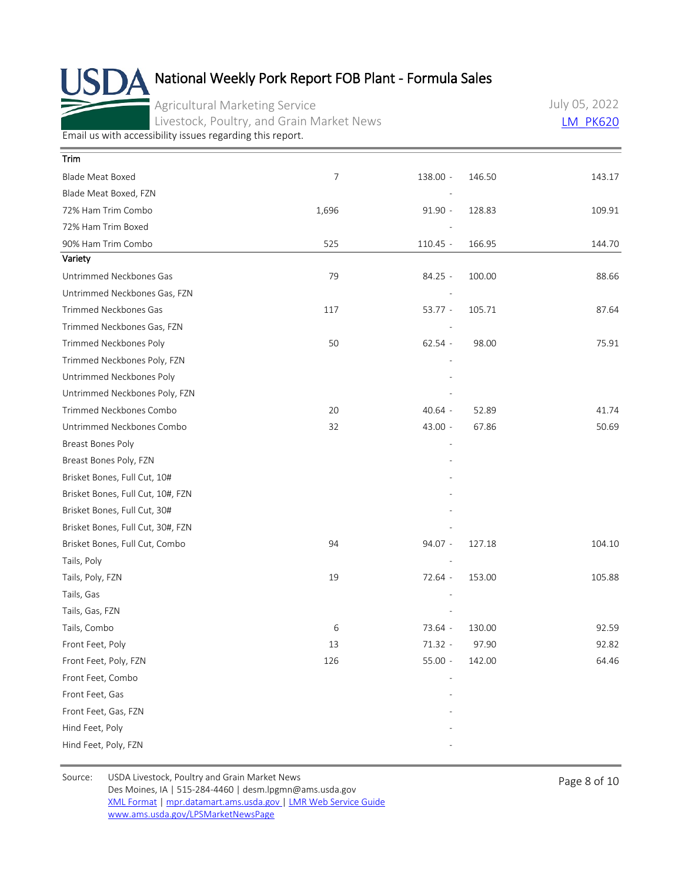# National Weekly Pork Report FOB Plant - Formula Sales

Agricultural Marketing Service
Livestock, Poultry, and Grain Market News

July 05, 2022
LM_PK620

Email us with accessibility issues regarding this report.

| Trim | | | | |
|---|---|---|---|---|
| Blade Meat Boxed | 7 | 138.00 - | 146.50 | 143.17 |
| Blade Meat Boxed, FZN | | - | | |
| 72% Ham Trim Combo | 1,696 | 91.90 - | 128.83 | 109.91 |
| 72% Ham Trim Boxed | | - | | |
| 90% Ham Trim Combo | 525 | 110.45 - | 166.95 | 144.70 |
| **Variety** | | | | |
| Untrimmed Neckbones Gas | 79 | 84.25 - | 100.00 | 88.66 |
| Untrimmed Neckbones Gas, FZN | | - | | |
| Trimmed Neckbones Gas | 117 | 53.77 - | 105.71 | 87.64 |
| Trimmed Neckbones Gas, FZN | | - | | |
| Trimmed Neckbones Poly | 50 | 62.54 - | 98.00 | 75.91 |
| Trimmed Neckbones Poly, FZN | | - | | |
| Untrimmed Neckbones Poly | | - | | |
| Untrimmed Neckbones Poly, FZN | | - | | |
| Trimmed Neckbones Combo | 20 | 40.64 - | 52.89 | 41.74 |
| Untrimmed Neckbones Combo | 32 | 43.00 - | 67.86 | 50.69 |
| Breast Bones Poly | | - | | |
| Breast Bones Poly, FZN | | - | | |
| Brisket Bones, Full Cut, 10# | | - | | |
| Brisket Bones, Full Cut, 10#, FZN | | - | | |
| Brisket Bones, Full Cut, 30# | | - | | |
| Brisket Bones, Full Cut, 30#, FZN | | - | | |
| Brisket Bones, Full Cut, Combo | 94 | 94.07 - | 127.18 | 104.10 |
| Tails, Poly | | - | | |
| Tails, Poly, FZN | 19 | 72.64 - | 153.00 | 105.88 |
| Tails, Gas | | - | | |
| Tails, Gas, FZN | | - | | |
| Tails, Combo | 6 | 73.64 - | 130.00 | 92.59 |
| Front Feet, Poly | 13 | 71.32 - | 97.90 | 92.82 |
| Front Feet, Poly, FZN | 126 | 55.00 - | 142.00 | 64.46 |
| Front Feet, Combo | | - | | |
| Front Feet, Gas | | - | | |
| Front Feet, Gas, FZN | | - | | |
| Hind Feet, Poly | | - | | |
| Hind Feet, Poly, FZN | | - | | |

Source: USDA Livestock, Poultry and Grain Market News
Des Moines, IA | 515-284-4460 | desm.lpgmn@ams.usda.gov
XML Format | mpr.datamart.ams.usda.gov | LMR Web Service Guide
www.ams.usda.gov/LPSMarketNewsPage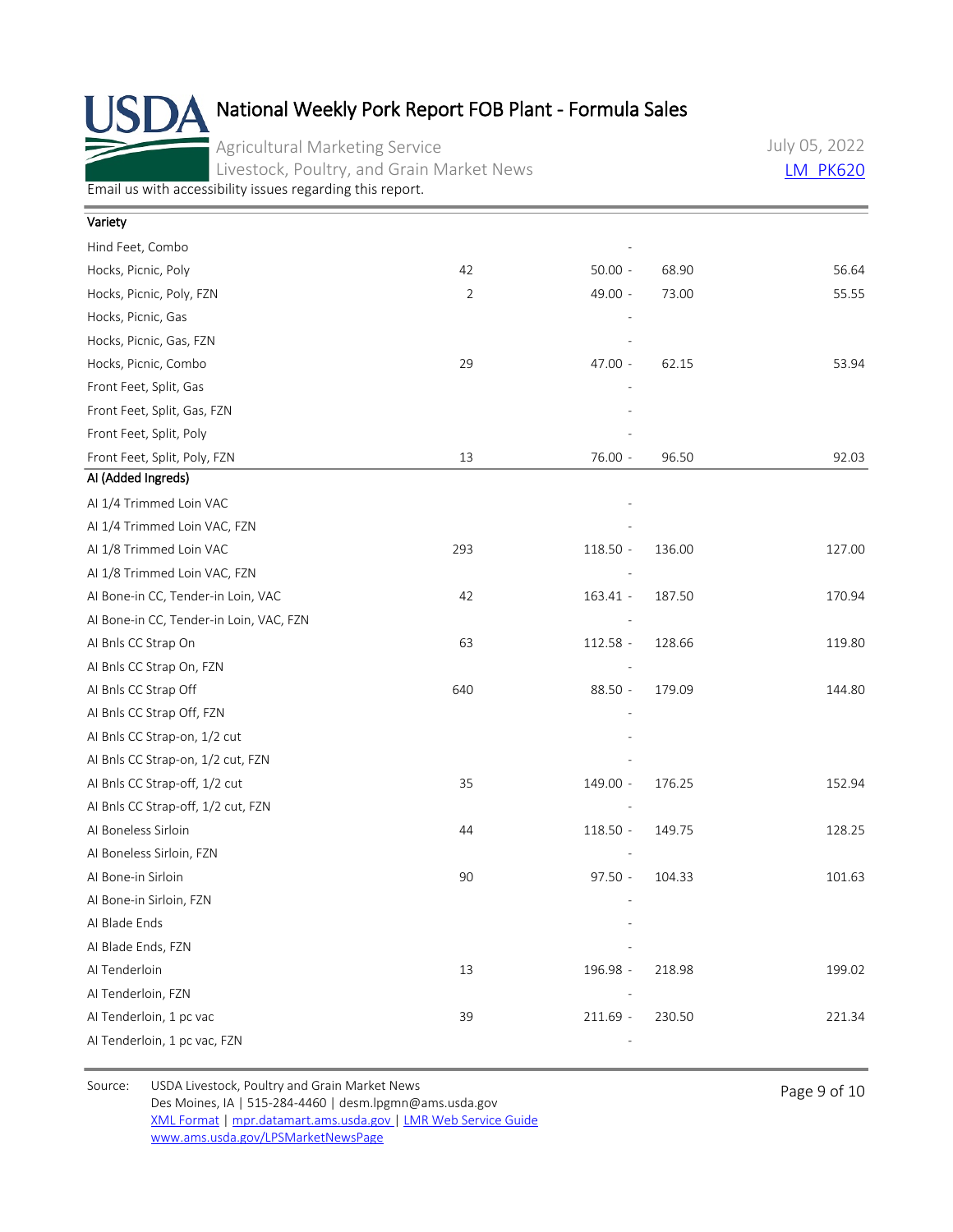# National Weekly Pork Report FOB Plant - Formula Sales

Agricultural Marketing Service
Livestock, Poultry, and Grain Market News

July 05, 2022
LM_PK620

Email us with accessibility issues regarding this report.

| Variety | | | | |
|---|---|---|---|---|
| Hind Feet, Combo | | - | | |
| Hocks, Picnic, Poly | 42 | 50.00 - | 68.90 | 56.64 |
| Hocks, Picnic, Poly, FZN | 2 | 49.00 - | 73.00 | 55.55 |
| Hocks, Picnic, Gas | | - | | |
| Hocks, Picnic, Gas, FZN | | - | | |
| Hocks, Picnic, Combo | 29 | 47.00 - | 62.15 | 53.94 |
| Front Feet, Split, Gas | | - | | |
| Front Feet, Split, Gas, FZN | | - | | |
| Front Feet, Split, Poly | | - | | |
| Front Feet, Split, Poly, FZN | 13 | 76.00 - | 96.50 | 92.03 |

| AI (Added Ingreds) | | | | |
|---|---|---|---|---|
| AI 1/4 Trimmed Loin VAC | | - | | |
| AI 1/4 Trimmed Loin VAC, FZN | | - | | |
| AI 1/8 Trimmed Loin VAC | 293 | 118.50 - | 136.00 | 127.00 |
| AI 1/8 Trimmed Loin VAC, FZN | | - | | |
| AI Bone-in CC, Tender-in Loin, VAC | 42 | 163.41 - | 187.50 | 170.94 |
| AI Bone-in CC, Tender-in Loin, VAC, FZN | | - | | |
| AI Bnls CC Strap On | 63 | 112.58 - | 128.66 | 119.80 |
| AI Bnls CC Strap On, FZN | | - | | |
| AI Bnls CC Strap Off | 640 | 88.50 - | 179.09 | 144.80 |
| AI Bnls CC Strap Off, FZN | | - | | |
| AI Bnls CC Strap-on, 1/2 cut | | - | | |
| AI Bnls CC Strap-on, 1/2 cut, FZN | | - | | |
| AI Bnls CC Strap-off, 1/2 cut | 35 | 149.00 - | 176.25 | 152.94 |
| AI Bnls CC Strap-off, 1/2 cut, FZN | | - | | |
| AI Boneless Sirloin | 44 | 118.50 - | 149.75 | 128.25 |
| AI Boneless Sirloin, FZN | | - | | |
| AI Bone-in Sirloin | 90 | 97.50 - | 104.33 | 101.63 |
| AI Bone-in Sirloin, FZN | | - | | |
| AI Blade Ends | | - | | |
| AI Blade Ends, FZN | | - | | |
| AI Tenderloin | 13 | 196.98 - | 218.98 | 199.02 |
| AI Tenderloin, FZN | | - | | |
| AI Tenderloin, 1 pc vac | 39 | 211.69 - | 230.50 | 221.34 |
| AI Tenderloin, 1 pc vac, FZN | | - | | |

Source: USDA Livestock, Poultry and Grain Market News
Des Moines, IA | 515-284-4460 | desm.lpgmn@ams.usda.gov
XML Format | mpr.datamart.ams.usda.gov | LMR Web Service Guide
www.ams.usda.gov/LPSMarketNewsPage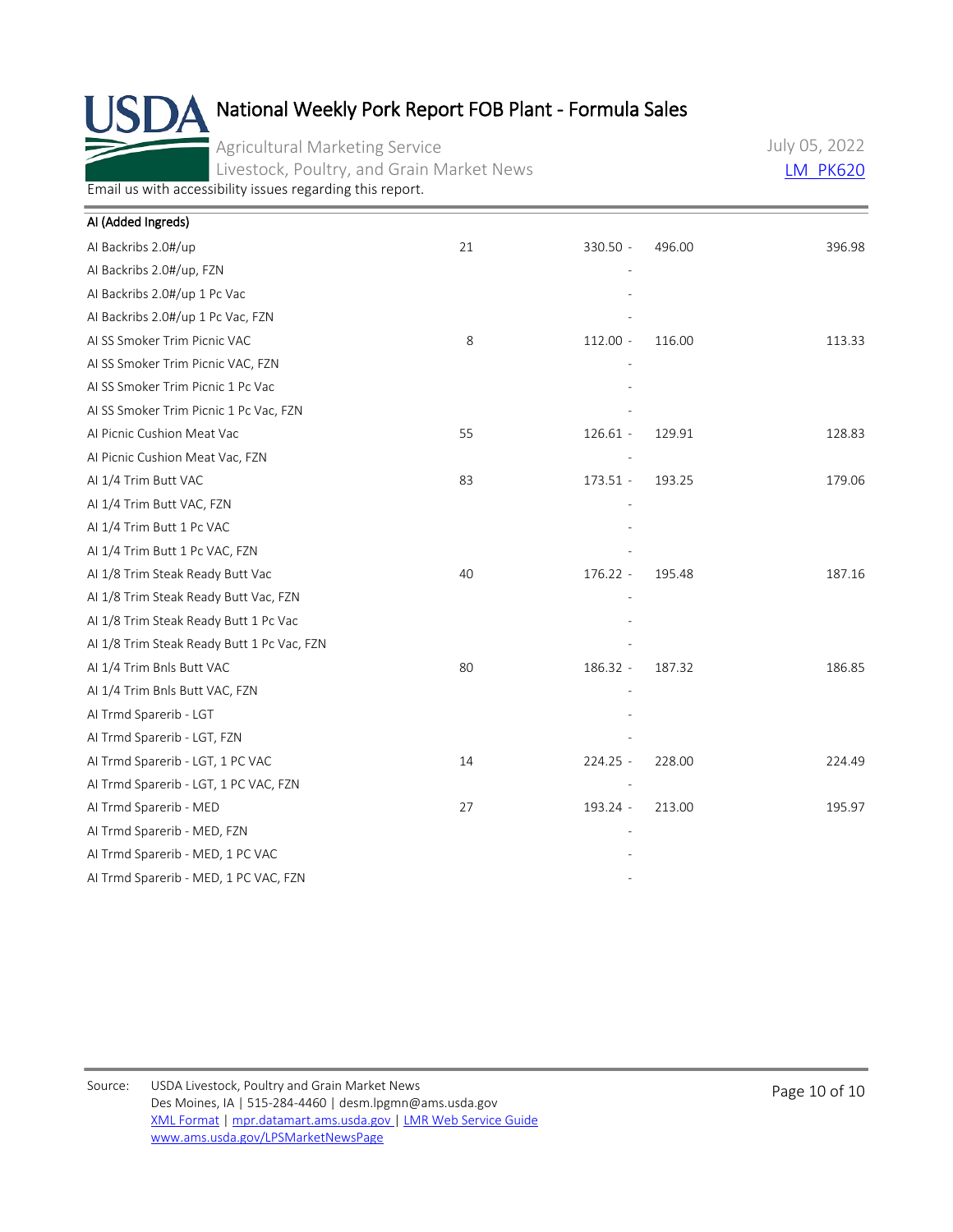# National Weekly Pork Report FOB Plant - Formula Sales

Agricultural Marketing Service
Livestock, Poultry, and Grain Market News

July 05, 2022
LM_PK620

Email us with accessibility issues regarding this report.

| AI (Added Ingreds) | | | | |
|---|---|---|---|---|
| AI Backribs 2.0#/up | 21 | 330.50 - | 496.00 | 396.98 |
| AI Backribs 2.0#/up, FZN | | - | | |
| AI Backribs 2.0#/up 1 Pc Vac | | - | | |
| AI Backribs 2.0#/up 1 Pc Vac, FZN | | - | | |
| AI SS Smoker Trim Picnic VAC | 8 | 112.00 - | 116.00 | 113.33 |
| AI SS Smoker Trim Picnic VAC, FZN | | - | | |
| AI SS Smoker Trim Picnic 1 Pc Vac | | - | | |
| AI SS Smoker Trim Picnic 1 Pc Vac, FZN | | - | | |
| AI Picnic Cushion Meat Vac | 55 | 126.61 - | 129.91 | 128.83 |
| AI Picnic Cushion Meat Vac, FZN | | - | | |
| AI 1/4 Trim Butt VAC | 83 | 173.51 - | 193.25 | 179.06 |
| AI 1/4 Trim Butt VAC, FZN | | - | | |
| AI 1/4 Trim Butt 1 Pc VAC | | - | | |
| AI 1/4 Trim Butt 1 Pc VAC, FZN | | - | | |
| AI 1/8 Trim Steak Ready Butt Vac | 40 | 176.22 - | 195.48 | 187.16 |
| AI 1/8 Trim Steak Ready Butt Vac, FZN | | - | | |
| AI 1/8 Trim Steak Ready Butt 1 Pc Vac | | - | | |
| AI 1/8 Trim Steak Ready Butt 1 Pc Vac, FZN | | - | | |
| AI 1/4 Trim Bnls Butt VAC | 80 | 186.32 - | 187.32 | 186.85 |
| AI 1/4 Trim Bnls Butt VAC, FZN | | - | | |
| AI Trmd Sparerib - LGT | | - | | |
| AI Trmd Sparerib - LGT, FZN | | - | | |
| AI Trmd Sparerib - LGT, 1 PC VAC | 14 | 224.25 - | 228.00 | 224.49 |
| AI Trmd Sparerib - LGT, 1 PC VAC, FZN | | - | | |
| AI Trmd Sparerib - MED | 27 | 193.24 - | 213.00 | 195.97 |
| AI Trmd Sparerib - MED, FZN | | - | | |
| AI Trmd Sparerib - MED, 1 PC VAC | | - | | |
| AI Trmd Sparerib - MED, 1 PC VAC, FZN | | - | | |

Source: USDA Livestock, Poultry and Grain Market News
Des Moines, IA | 515-284-4460 | desm.lpgmn@ams.usda.gov
XML Format | mpr.datamart.ams.usda.gov | LMR Web Service Guide
www.ams.usda.gov/LPSMarketNewsPage